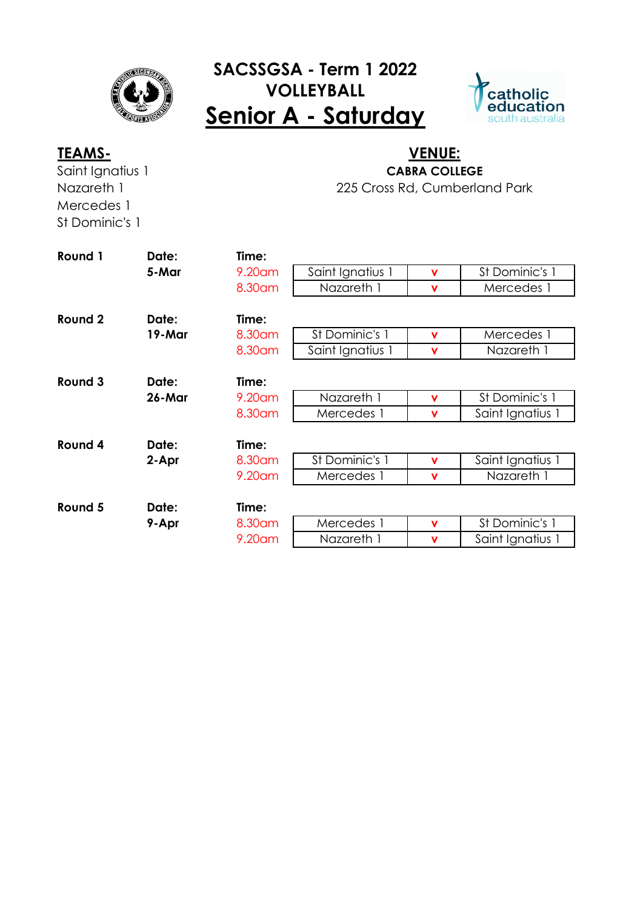# SACSSGSA - Term 1 2022
## VOLLEYBALL
## Senior A - Saturday

**TEAMS-**

Saint Ignatius 1
Nazareth 1
Mercedes 1
St Dominic's 1

**VENUE:**

**CABRA COLLEGE**
225 Cross Rd, Cumberland Park

| Round | Date | Time | Team | | Team |
|---|---|---|---|---|---|
| **Round 1** | **5-Mar** | 9.20am | Saint Ignatius 1 | v | St Dominic's 1 |
| | | 8.30am | Nazareth 1 | v | Mercedes 1 |
| **Round 2** | **19-Mar** | 8.30am | St Dominic's 1 | v | Mercedes 1 |
| | | 8.30am | Saint Ignatius 1 | v | Nazareth 1 |
| **Round 3** | **26-Mar** | 9.20am | Nazareth 1 | v | St Dominic's 1 |
| | | 8.30am | Mercedes 1 | v | Saint Ignatius 1 |
| **Round 4** | **2-Apr** | 8.30am | St Dominic's 1 | v | Saint Ignatius 1 |
| | | 9.20am | Mercedes 1 | v | Nazareth 1 |
| **Round 5** | **9-Apr** | 8.30am | Mercedes 1 | v | St Dominic's 1 |
| | | 9.20am | Nazareth 1 | v | Saint Ignatius 1 |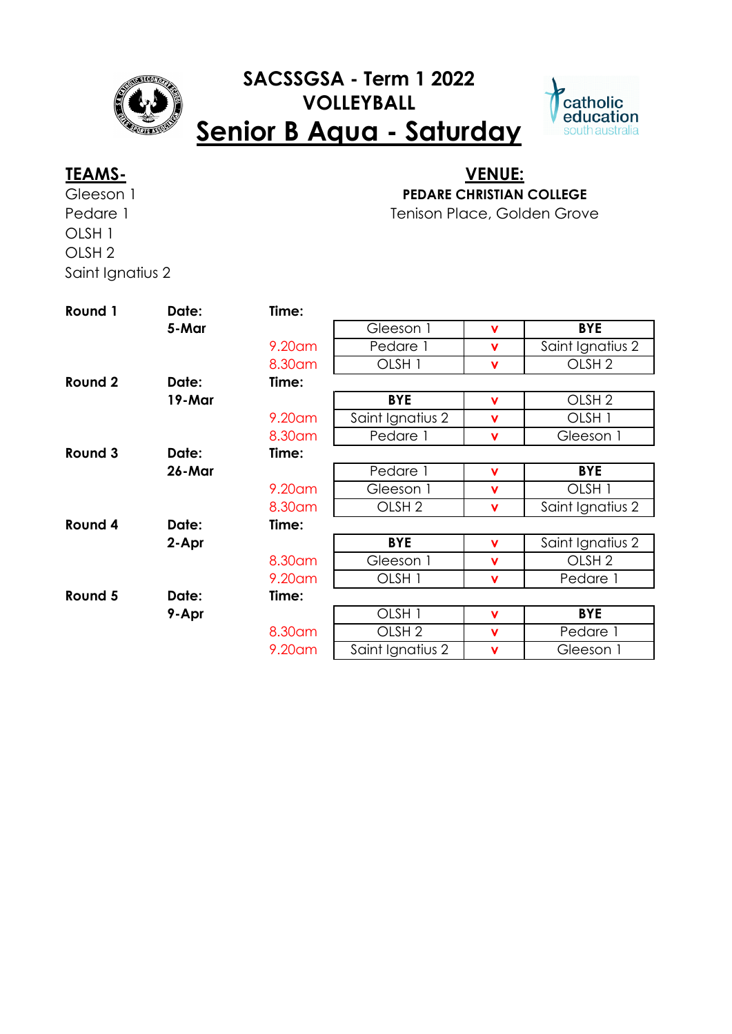# SACSSGSA - Term 1 2022
# VOLLEYBALL
# Senior B Aqua - Saturday

catholic education south australia

**TEAMS-**

Gleeson 1
Pedare 1
OLSH 1
OLSH 2
Saint Ignatius 2

**VENUE:**

**PEDARE CHRISTIAN COLLEGE**
Tenison Place, Golden Grove

| Round | Date | Time | Team | v | Team |
|---|---|---|---|---|---|
| **Round 1** | **5-Mar** | | Gleeson 1 | v | **BYE** |
| | | 9.20am | Pedare 1 | v | Saint Ignatius 2 |
| | | 8.30am | OLSH 1 | v | OLSH 2 |
| **Round 2** | **19-Mar** | | **BYE** | v | OLSH 2 |
| | | 9.20am | Saint Ignatius 2 | v | OLSH 1 |
| | | 8.30am | Pedare 1 | v | Gleeson 1 |
| **Round 3** | **26-Mar** | | Pedare 1 | v | **BYE** |
| | | 9.20am | Gleeson 1 | v | OLSH 1 |
| | | 8.30am | OLSH 2 | v | Saint Ignatius 2 |
| **Round 4** | **2-Apr** | | **BYE** | v | Saint Ignatius 2 |
| | | 8.30am | Gleeson 1 | v | OLSH 2 |
| | | 9.20am | OLSH 1 | v | Pedare 1 |
| **Round 5** | **9-Apr** | | OLSH 1 | v | **BYE** |
| | | 8.30am | OLSH 2 | v | Pedare 1 |
| | | 9.20am | Saint Ignatius 2 | v | Gleeson 1 |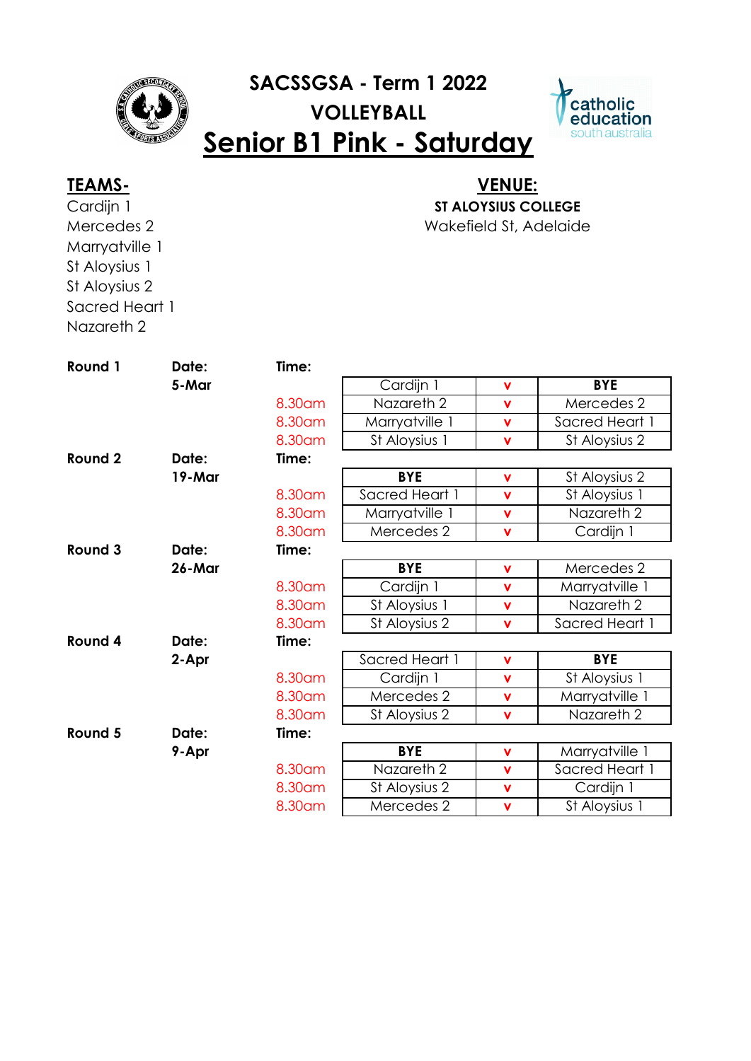# SACSSGSA - Term 1 2022

## VOLLEYBALL

## Senior B1 Pink - Saturday

**TEAMS-**

Cardijn 1
Mercedes 2
Marryatville 1
St Aloysius 1
St Aloysius 2
Sacred Heart 1
Nazareth 2

**VENUE:**

**ST ALOYSIUS COLLEGE**
Wakefield St, Adelaide

| Round | Date | Time | Team | v | Team |
|---|---|---|---|---|---|
| **Round 1** | **5-Mar** | | Cardijn 1 | v | **BYE** |
| | | 8.30am | Nazareth 2 | v | Mercedes 2 |
| | | 8.30am | Marryatville 1 | v | Sacred Heart 1 |
| | | 8.30am | St Aloysius 1 | v | St Aloysius 2 |
| **Round 2** | **19-Mar** | | **BYE** | v | St Aloysius 2 |
| | | 8.30am | Sacred Heart 1 | v | St Aloysius 1 |
| | | 8.30am | Marryatville 1 | v | Nazareth 2 |
| | | 8.30am | Mercedes 2 | v | Cardijn 1 |
| **Round 3** | **26-Mar** | | **BYE** | v | Mercedes 2 |
| | | 8.30am | Cardijn 1 | v | Marryatville 1 |
| | | 8.30am | St Aloysius 1 | v | Nazareth 2 |
| | | 8.30am | St Aloysius 2 | v | Sacred Heart 1 |
| **Round 4** | **2-Apr** | | Sacred Heart 1 | v | **BYE** |
| | | 8.30am | Cardijn 1 | v | St Aloysius 1 |
| | | 8.30am | Mercedes 2 | v | Marryatville 1 |
| | | 8.30am | St Aloysius 2 | v | Nazareth 2 |
| **Round 5** | **9-Apr** | | **BYE** | v | Marryatville 1 |
| | | 8.30am | Nazareth 2 | v | Sacred Heart 1 |
| | | 8.30am | St Aloysius 2 | v | Cardijn 1 |
| | | 8.30am | Mercedes 2 | v | St Aloysius 1 |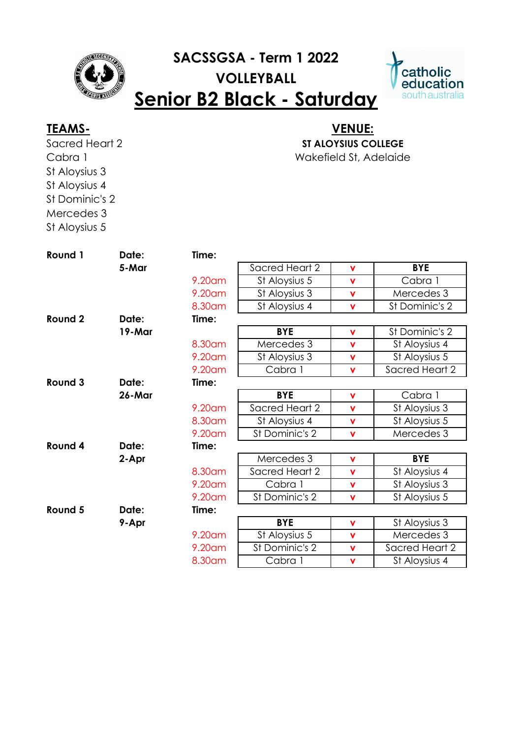# SACSSGSA - Term 1 2022

## VOLLEYBALL

## Senior B2 Black - Saturday

**TEAMS-**

Sacred Heart 2
Cabra 1
St Aloysius 3
St Aloysius 4
St Dominic's 2
Mercedes 3
St Aloysius 5

**VENUE:**

**ST ALOYSIUS COLLEGE**
Wakefield St, Adelaide

| Round | Date | Time | Team | v | Team |
|---|---|---|---|---|---|
| **Round 1** | **5-Mar** | | Sacred Heart 2 | v | **BYE** |
| | | 9.20am | St Aloysius 5 | v | Cabra 1 |
| | | 9.20am | St Aloysius 3 | v | Mercedes 3 |
| | | 8.30am | St Aloysius 4 | v | St Dominic's 2 |
| **Round 2** | **19-Mar** | | **BYE** | v | St Dominic's 2 |
| | | 8.30am | Mercedes 3 | v | St Aloysius 4 |
| | | 9.20am | St Aloysius 3 | v | St Aloysius 5 |
| | | 9.20am | Cabra 1 | v | Sacred Heart 2 |
| **Round 3** | **26-Mar** | | **BYE** | v | Cabra 1 |
| | | 9.20am | Sacred Heart 2 | v | St Aloysius 3 |
| | | 8.30am | St Aloysius 4 | v | St Aloysius 5 |
| | | 9.20am | St Dominic's 2 | v | Mercedes 3 |
| **Round 4** | **2-Apr** | | Mercedes 3 | v | **BYE** |
| | | 8.30am | Sacred Heart 2 | v | St Aloysius 4 |
| | | 9.20am | Cabra 1 | v | St Aloysius 3 |
| | | 9.20am | St Dominic's 2 | v | St Aloysius 5 |
| **Round 5** | **9-Apr** | | **BYE** | v | St Aloysius 3 |
| | | 9.20am | St Aloysius 5 | v | Mercedes 3 |
| | | 9.20am | St Dominic's 2 | v | Sacred Heart 2 |
| | | 8.30am | Cabra 1 | v | St Aloysius 4 |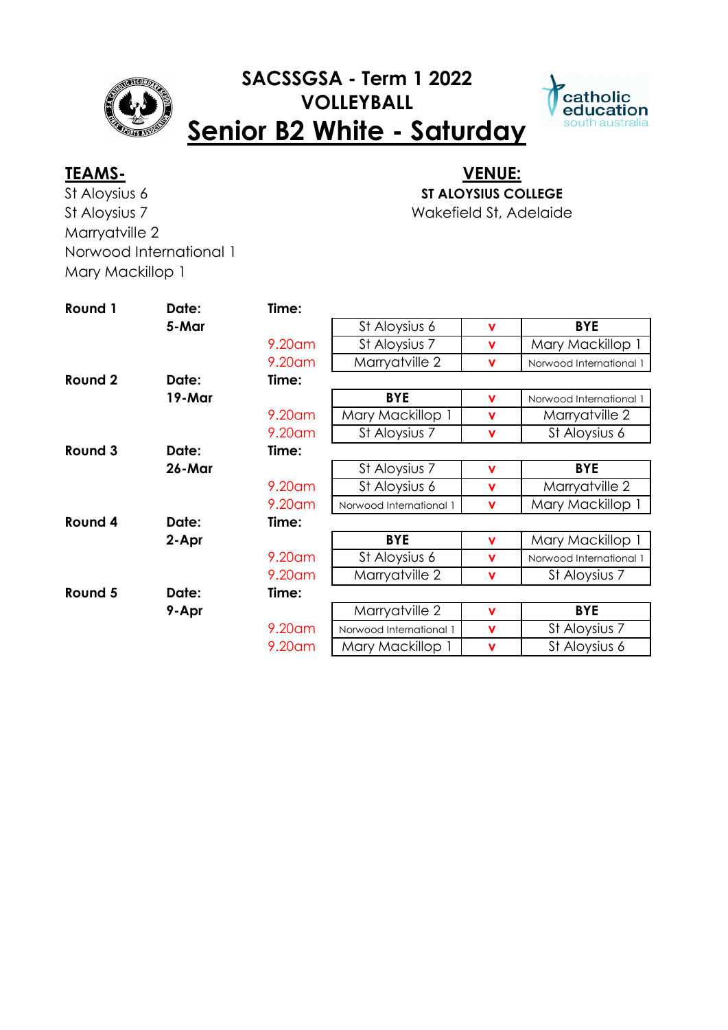# SACSSGSA - Term 1 2022
# VOLLEYBALL
# Senior B2 White - Saturday

**TEAMS-**

St Aloysius 6
St Aloysius 7
Marryatville 2
Norwood International 1
Mary Mackillop 1

**VENUE:**

**ST ALOYSIUS COLLEGE**
Wakefield St, Adelaide

| Round | Date | Time | Team | | Team |
|---|---|---|---|---|---|
| **Round 1** | **5-Mar** | | St Aloysius 6 | v | **BYE** |
| | | 9.20am | St Aloysius 7 | v | Mary Mackillop 1 |
| | | 9.20am | Marryatville 2 | v | Norwood International 1 |
| **Round 2** | **19-Mar** | | **BYE** | v | Norwood International 1 |
| | | 9.20am | Mary Mackillop 1 | v | Marryatville 2 |
| | | 9.20am | St Aloysius 7 | v | St Aloysius 6 |
| **Round 3** | **26-Mar** | | St Aloysius 7 | v | **BYE** |
| | | 9.20am | St Aloysius 6 | v | Marryatville 2 |
| | | 9.20am | Norwood International 1 | v | Mary Mackillop 1 |
| **Round 4** | **2-Apr** | | **BYE** | v | Mary Mackillop 1 |
| | | 9.20am | St Aloysius 6 | v | Norwood International 1 |
| | | 9.20am | Marryatville 2 | v | St Aloysius 7 |
| **Round 5** | **9-Apr** | | Marryatville 2 | v | **BYE** |
| | | 9.20am | Norwood International 1 | v | St Aloysius 7 |
| | | 9.20am | Mary Mackillop 1 | v | St Aloysius 6 |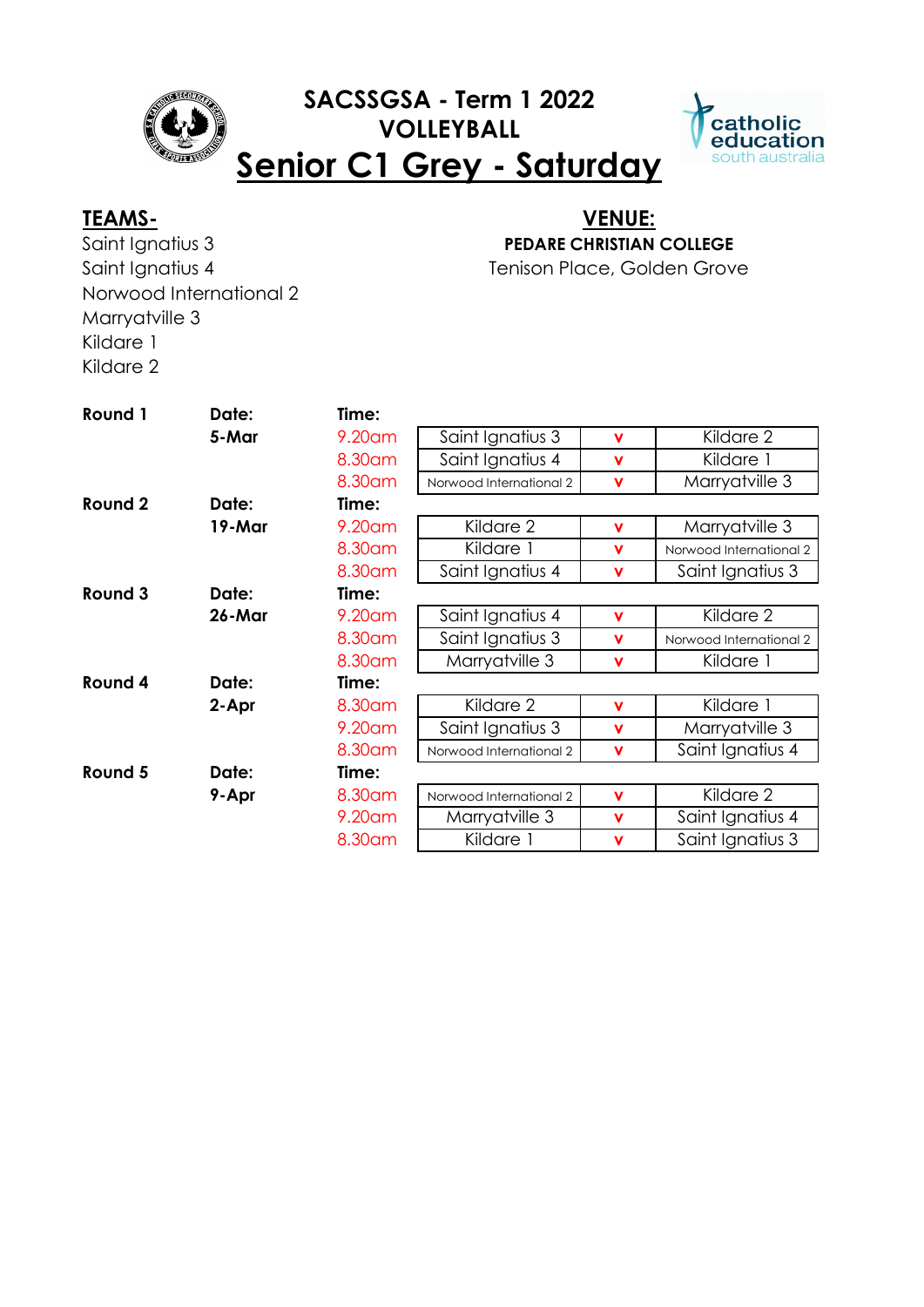# SACSSGSA - Term 1 2022
# VOLLEYBALL
# Senior C1 Grey - Saturday

**TEAMS-**

Saint Ignatius 3
Saint Ignatius 4
Norwood International 2
Marryatville 3
Kildare 1
Kildare 2

**VENUE:**

**PEDARE CHRISTIAN COLLEGE**
Tenison Place, Golden Grove

| Round | Date | Time | Team | | Team |
|---|---|---|---|---|---|
| **Round 1** | **5-Mar** | 9.20am | Saint Ignatius 3 | v | Kildare 2 |
| | | 8.30am | Saint Ignatius 4 | v | Kildare 1 |
| | | 8.30am | Norwood International 2 | v | Marryatville 3 |
| **Round 2** | **19-Mar** | 9.20am | Kildare 2 | v | Marryatville 3 |
| | | 8.30am | Kildare 1 | v | Norwood International 2 |
| | | 8.30am | Saint Ignatius 4 | v | Saint Ignatius 3 |
| **Round 3** | **26-Mar** | 9.20am | Saint Ignatius 4 | v | Kildare 2 |
| | | 8.30am | Saint Ignatius 3 | v | Norwood International 2 |
| | | 8.30am | Marryatville 3 | v | Kildare 1 |
| **Round 4** | **2-Apr** | 8.30am | Kildare 2 | v | Kildare 1 |
| | | 9.20am | Saint Ignatius 3 | v | Marryatville 3 |
| | | 8.30am | Norwood International 2 | v | Saint Ignatius 4 |
| **Round 5** | **9-Apr** | 8.30am | Norwood International 2 | v | Kildare 2 |
| | | 9.20am | Marryatville 3 | v | Saint Ignatius 4 |
| | | 8.30am | Kildare 1 | v | Saint Ignatius 3 |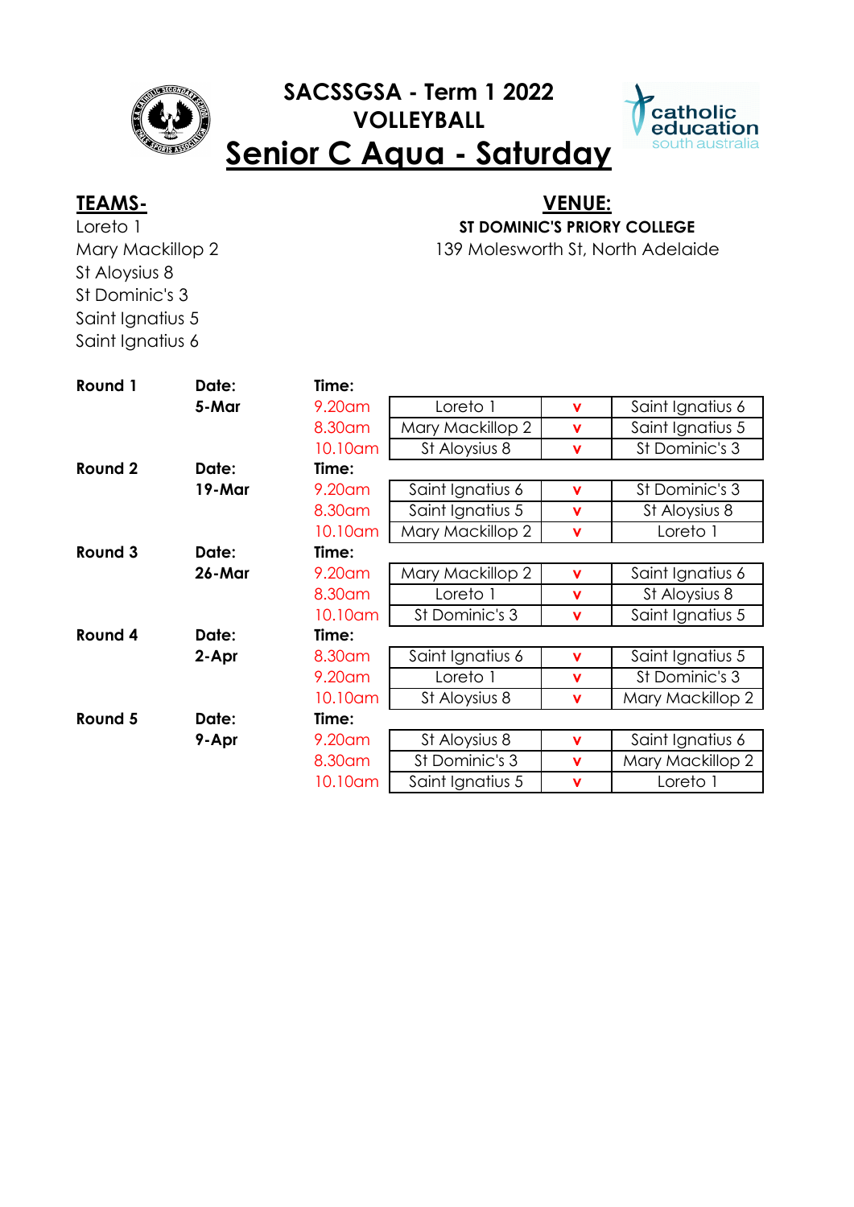# SACSSGSA - Term 1 2022

## VOLLEYBALL

## Senior C Aqua - Saturday

catholic education south australia

**TEAMS-**

Loreto 1
Mary Mackillop 2
St Aloysius 8
St Dominic's 3
Saint Ignatius 5
Saint Ignatius 6

**VENUE:**

**ST DOMINIC'S PRIORY COLLEGE**
139 Molesworth St, North Adelaide

| Round | Date | Time | Team | | Team |
|---|---|---|---|---|---|
| **Round 1** | **5-Mar** | 9.20am | Loreto 1 | v | Saint Ignatius 6 |
| | | 8.30am | Mary Mackillop 2 | v | Saint Ignatius 5 |
| | | 10.10am | St Aloysius 8 | v | St Dominic's 3 |
| **Round 2** | **19-Mar** | 9.20am | Saint Ignatius 6 | v | St Dominic's 3 |
| | | 8.30am | Saint Ignatius 5 | v | St Aloysius 8 |
| | | 10.10am | Mary Mackillop 2 | v | Loreto 1 |
| **Round 3** | **26-Mar** | 9.20am | Mary Mackillop 2 | v | Saint Ignatius 6 |
| | | 8.30am | Loreto 1 | v | St Aloysius 8 |
| | | 10.10am | St Dominic's 3 | v | Saint Ignatius 5 |
| **Round 4** | **2-Apr** | 8.30am | Saint Ignatius 6 | v | Saint Ignatius 5 |
| | | 9.20am | Loreto 1 | v | St Dominic's 3 |
| | | 10.10am | St Aloysius 8 | v | Mary Mackillop 2 |
| **Round 5** | **9-Apr** | 9.20am | St Aloysius 8 | v | Saint Ignatius 6 |
| | | 8.30am | St Dominic's 3 | v | Mary Mackillop 2 |
| | | 10.10am | Saint Ignatius 5 | v | Loreto 1 |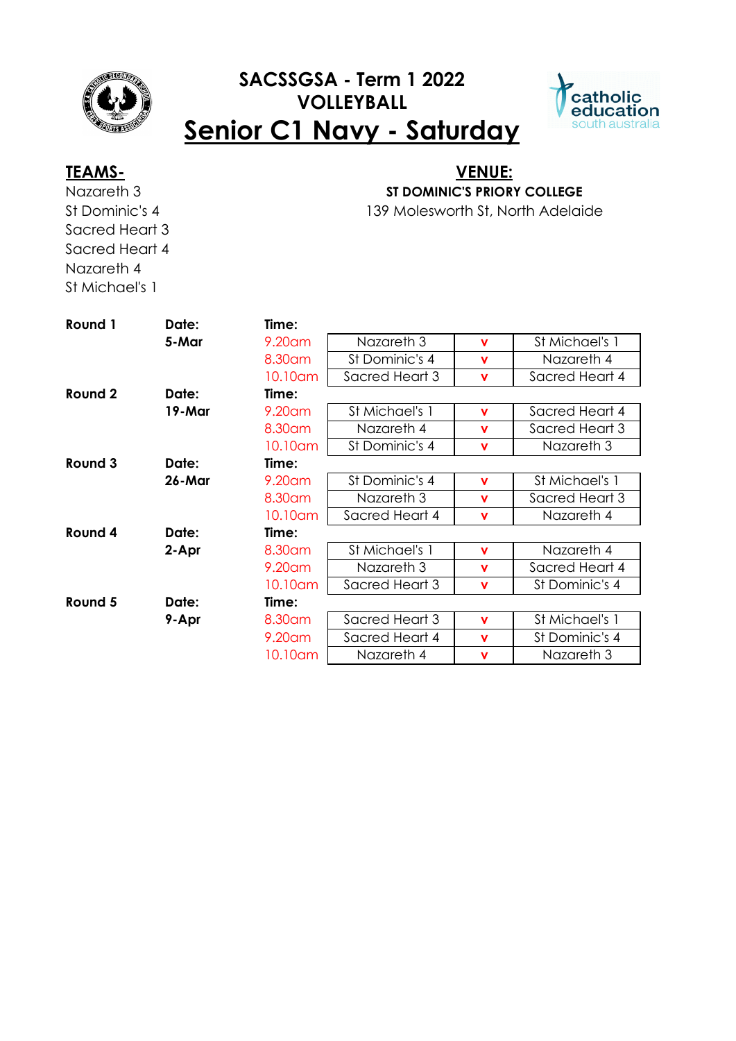# SACSSGSA - Term 1 2022
## VOLLEYBALL
## Senior C1 Navy - Saturday

**TEAMS-**

Nazareth 3
St Dominic's 4
Sacred Heart 3
Sacred Heart 4
Nazareth 4
St Michael's 1

**VENUE:**

**ST DOMINIC'S PRIORY COLLEGE**
139 Molesworth St, North Adelaide

| | | | | | |
|---|---|---|---|---|---|
| **Round 1** | **Date:** | **Time:** | | | |
| | **5-Mar** | 9.20am | Nazareth 3 | v | St Michael's 1 |
| | | 8.30am | St Dominic's 4 | v | Nazareth 4 |
| | | 10.10am | Sacred Heart 3 | v | Sacred Heart 4 |
| **Round 2** | **Date:** | **Time:** | | | |
| | **19-Mar** | 9.20am | St Michael's 1 | v | Sacred Heart 4 |
| | | 8.30am | Nazareth 4 | v | Sacred Heart 3 |
| | | 10.10am | St Dominic's 4 | v | Nazareth 3 |
| **Round 3** | **Date:** | **Time:** | | | |
| | **26-Mar** | 9.20am | St Dominic's 4 | v | St Michael's 1 |
| | | 8.30am | Nazareth 3 | v | Sacred Heart 3 |
| | | 10.10am | Sacred Heart 4 | v | Nazareth 4 |
| **Round 4** | **Date:** | **Time:** | | | |
| | **2-Apr** | 8.30am | St Michael's 1 | v | Nazareth 4 |
| | | 9.20am | Nazareth 3 | v | Sacred Heart 4 |
| | | 10.10am | Sacred Heart 3 | v | St Dominic's 4 |
| **Round 5** | **Date:** | **Time:** | | | |
| | **9-Apr** | 8.30am | Sacred Heart 3 | v | St Michael's 1 |
| | | 9.20am | Sacred Heart 4 | v | St Dominic's 4 |
| | | 10.10am | Nazareth 4 | v | Nazareth 3 |